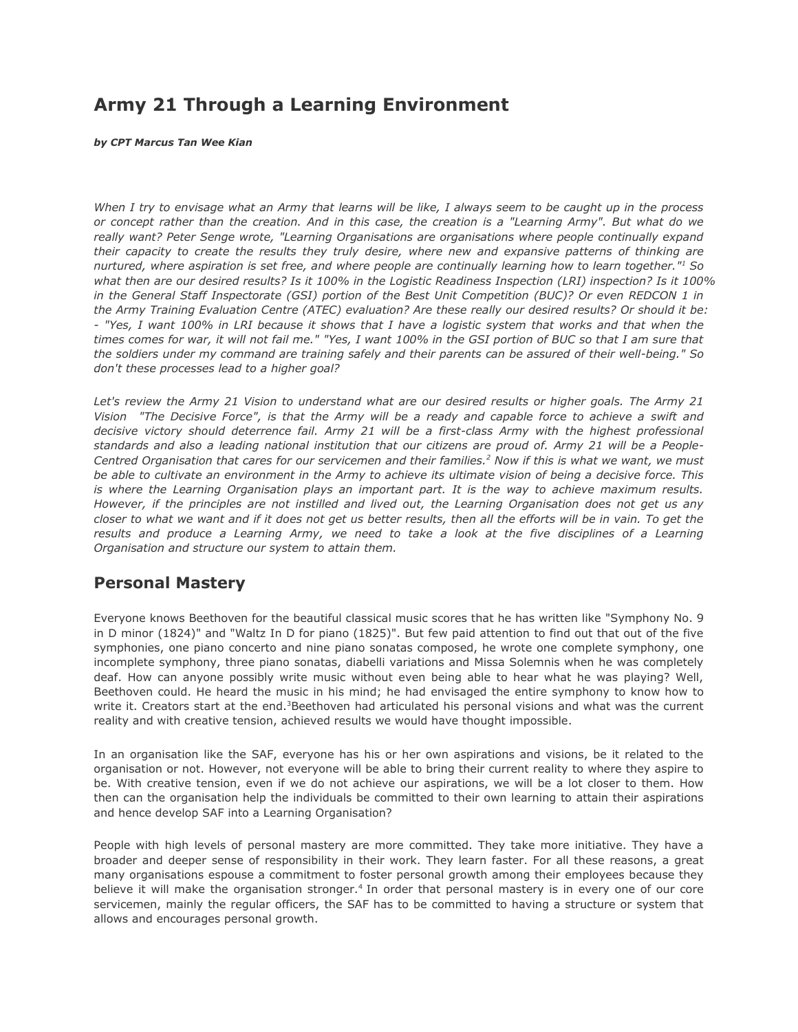# Army 21 Through a Learning Environment

***by CPT Marcus Tan Wee Kian***

*When I try to envisage what an Army that learns will be like, I always seem to be caught up in the process or concept rather than the creation. And in this case, the creation is a "Learning Army". But what do we really want? Peter Senge wrote, "Learning Organisations are organisations where people continually expand their capacity to create the results they truly desire, where new and expansive patterns of thinking are nurtured, where aspiration is set free, and where people are continually learning how to learn together."[1] So what then are our desired results? Is it 100% in the Logistic Readiness Inspection (LRI) inspection? Is it 100% in the General Staff Inspectorate (GSI) portion of the Best Unit Competition (BUC)? Or even REDCON 1 in the Army Training Evaluation Centre (ATEC) evaluation? Are these really our desired results? Or should it be: - "Yes, I want 100% in LRI because it shows that I have a logistic system that works and that when the times comes for war, it will not fail me." "Yes, I want 100% in the GSI portion of BUC so that I am sure that the soldiers under my command are training safely and their parents can be assured of their well-being." So don't these processes lead to a higher goal?*

*Let's review the Army 21 Vision to understand what are our desired results or higher goals. The Army 21 Vision "The Decisive Force", is that the Army will be a ready and capable force to achieve a swift and decisive victory should deterrence fail. Army 21 will be a first-class Army with the highest professional standards and also a leading national institution that our citizens are proud of. Army 21 will be a People-Centred Organisation that cares for our servicemen and their families.[2] Now if this is what we want, we must be able to cultivate an environment in the Army to achieve its ultimate vision of being a decisive force. This is where the Learning Organisation plays an important part. It is the way to achieve maximum results. However, if the principles are not instilled and lived out, the Learning Organisation does not get us any closer to what we want and if it does not get us better results, then all the efforts will be in vain. To get the results and produce a Learning Army, we need to take a look at the five disciplines of a Learning Organisation and structure our system to attain them.*

## Personal Mastery

Everyone knows Beethoven for the beautiful classical music scores that he has written like "Symphony No. 9 in D minor (1824)" and "Waltz In D for piano (1825)". But few paid attention to find out that out of the five symphonies, one piano concerto and nine piano sonatas composed, he wrote one complete symphony, one incomplete symphony, three piano sonatas, diabelli variations and Missa Solemnis when he was completely deaf. How can anyone possibly write music without even being able to hear what he was playing? Well, Beethoven could. He heard the music in his mind; he had envisaged the entire symphony to know how to write it. Creators start at the end.[3]Beethoven had articulated his personal visions and what was the current reality and with creative tension, achieved results we would have thought impossible.

In an organisation like the SAF, everyone has his or her own aspirations and visions, be it related to the organisation or not. However, not everyone will be able to bring their current reality to where they aspire to be. With creative tension, even if we do not achieve our aspirations, we will be a lot closer to them. How then can the organisation help the individuals be committed to their own learning to attain their aspirations and hence develop SAF into a Learning Organisation?

People with high levels of personal mastery are more committed. They take more initiative. They have a broader and deeper sense of responsibility in their work. They learn faster. For all these reasons, a great many organisations espouse a commitment to foster personal growth among their employees because they believe it will make the organisation stronger.[4] In order that personal mastery is in every one of our core servicemen, mainly the regular officers, the SAF has to be committed to having a structure or system that allows and encourages personal growth.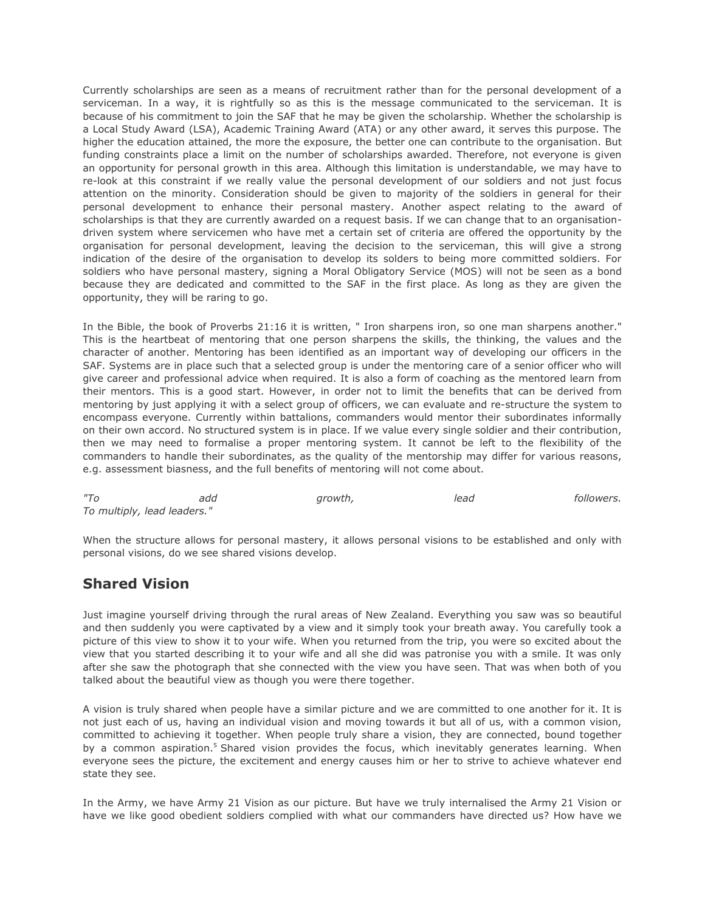Currently scholarships are seen as a means of recruitment rather than for the personal development of a serviceman. In a way, it is rightfully so as this is the message communicated to the serviceman. It is because of his commitment to join the SAF that he may be given the scholarship. Whether the scholarship is a Local Study Award (LSA), Academic Training Award (ATA) or any other award, it serves this purpose. The higher the education attained, the more the exposure, the better one can contribute to the organisation. But funding constraints place a limit on the number of scholarships awarded. Therefore, not everyone is given an opportunity for personal growth in this area. Although this limitation is understandable, we may have to re-look at this constraint if we really value the personal development of our soldiers and not just focus attention on the minority. Consideration should be given to majority of the soldiers in general for their personal development to enhance their personal mastery. Another aspect relating to the award of scholarships is that they are currently awarded on a request basis. If we can change that to an organisation-driven system where servicemen who have met a certain set of criteria are offered the opportunity by the organisation for personal development, leaving the decision to the serviceman, this will give a strong indication of the desire of the organisation to develop its solders to being more committed soldiers. For soldiers who have personal mastery, signing a Moral Obligatory Service (MOS) will not be seen as a bond because they are dedicated and committed to the SAF in the first place. As long as they are given the opportunity, they will be raring to go.

In the Bible, the book of Proverbs 21:16 it is written, " Iron sharpens iron, so one man sharpens another." This is the heartbeat of mentoring that one person sharpens the skills, the thinking, the values and the character of another. Mentoring has been identified as an important way of developing our officers in the SAF. Systems are in place such that a selected group is under the mentoring care of a senior officer who will give career and professional advice when required. It is also a form of coaching as the mentored learn from their mentors. This is a good start. However, in order not to limit the benefits that can be derived from mentoring by just applying it with a select group of officers, we can evaluate and re-structure the system to encompass everyone. Currently within battalions, commanders would mentor their subordinates informally on their own accord. No structured system is in place. If we value every single soldier and their contribution, then we may need to formalise a proper mentoring system. It cannot be left to the flexibility of the commanders to handle their subordinates, as the quality of the mentorship may differ for various reasons, e.g. assessment biasness, and the full benefits of mentoring will not come about.

*"To add growth, lead followers. To multiply, lead leaders."*

When the structure allows for personal mastery, it allows personal visions to be established and only with personal visions, do we see shared visions develop.

## Shared Vision

Just imagine yourself driving through the rural areas of New Zealand. Everything you saw was so beautiful and then suddenly you were captivated by a view and it simply took your breath away. You carefully took a picture of this view to show it to your wife. When you returned from the trip, you were so excited about the view that you started describing it to your wife and all she did was patronise you with a smile. It was only after she saw the photograph that she connected with the view you have seen. That was when both of you talked about the beautiful view as though you were there together.

A vision is truly shared when people have a similar picture and we are committed to one another for it. It is not just each of us, having an individual vision and moving towards it but all of us, with a common vision, committed to achieving it together. When people truly share a vision, they are connected, bound together by a common aspiration.[5] Shared vision provides the focus, which inevitably generates learning. When everyone sees the picture, the excitement and energy causes him or her to strive to achieve whatever end state they see.

In the Army, we have Army 21 Vision as our picture. But have we truly internalised the Army 21 Vision or have we like good obedient soldiers complied with what our commanders have directed us? How have we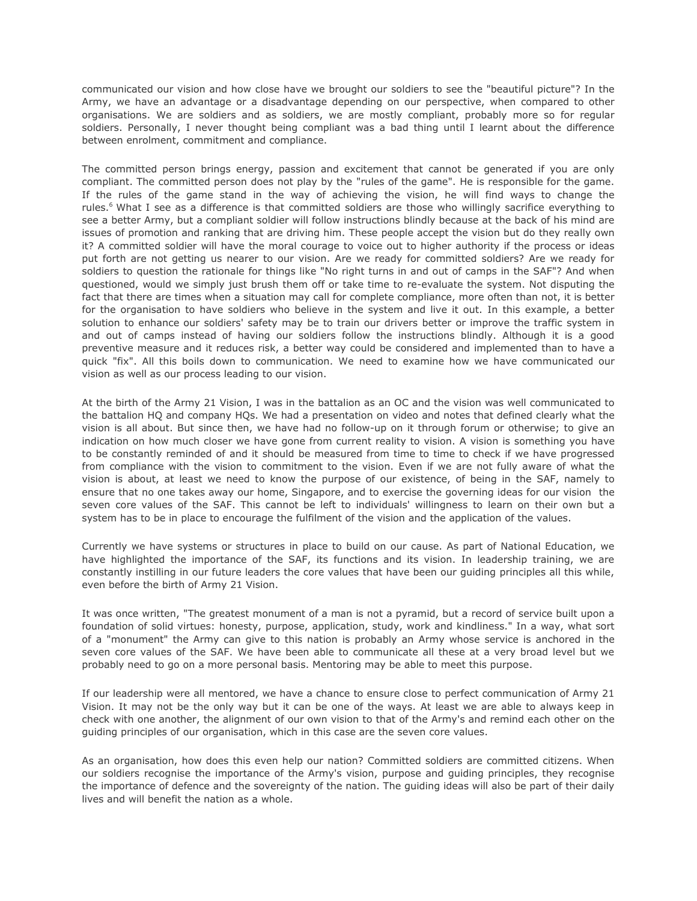communicated our vision and how close have we brought our soldiers to see the "beautiful picture"? In the Army, we have an advantage or a disadvantage depending on our perspective, when compared to other organisations. We are soldiers and as soldiers, we are mostly compliant, probably more so for regular soldiers. Personally, I never thought being compliant was a bad thing until I learnt about the difference between enrolment, commitment and compliance.

The committed person brings energy, passion and excitement that cannot be generated if you are only compliant. The committed person does not play by the "rules of the game". He is responsible for the game. If the rules of the game stand in the way of achieving the vision, he will find ways to change the rules.[6] What I see as a difference is that committed soldiers are those who willingly sacrifice everything to see a better Army, but a compliant soldier will follow instructions blindly because at the back of his mind are issues of promotion and ranking that are driving him. These people accept the vision but do they really own it? A committed soldier will have the moral courage to voice out to higher authority if the process or ideas put forth are not getting us nearer to our vision. Are we ready for committed soldiers? Are we ready for soldiers to question the rationale for things like "No right turns in and out of camps in the SAF"? And when questioned, would we simply just brush them off or take time to re-evaluate the system. Not disputing the fact that there are times when a situation may call for complete compliance, more often than not, it is better for the organisation to have soldiers who believe in the system and live it out. In this example, a better solution to enhance our soldiers' safety may be to train our drivers better or improve the traffic system in and out of camps instead of having our soldiers follow the instructions blindly. Although it is a good preventive measure and it reduces risk, a better way could be considered and implemented than to have a quick "fix". All this boils down to communication. We need to examine how we have communicated our vision as well as our process leading to our vision.

At the birth of the Army 21 Vision, I was in the battalion as an OC and the vision was well communicated to the battalion HQ and company HQs. We had a presentation on video and notes that defined clearly what the vision is all about. But since then, we have had no follow-up on it through forum or otherwise; to give an indication on how much closer we have gone from current reality to vision. A vision is something you have to be constantly reminded of and it should be measured from time to time to check if we have progressed from compliance with the vision to commitment to the vision. Even if we are not fully aware of what the vision is about, at least we need to know the purpose of our existence, of being in the SAF, namely to ensure that no one takes away our home, Singapore, and to exercise the governing ideas for our vision the seven core values of the SAF. This cannot be left to individuals' willingness to learn on their own but a system has to be in place to encourage the fulfilment of the vision and the application of the values.

Currently we have systems or structures in place to build on our cause. As part of National Education, we have highlighted the importance of the SAF, its functions and its vision. In leadership training, we are constantly instilling in our future leaders the core values that have been our guiding principles all this while, even before the birth of Army 21 Vision.

It was once written, "The greatest monument of a man is not a pyramid, but a record of service built upon a foundation of solid virtues: honesty, purpose, application, study, work and kindliness." In a way, what sort of a "monument" the Army can give to this nation is probably an Army whose service is anchored in the seven core values of the SAF. We have been able to communicate all these at a very broad level but we probably need to go on a more personal basis. Mentoring may be able to meet this purpose.

If our leadership were all mentored, we have a chance to ensure close to perfect communication of Army 21 Vision. It may not be the only way but it can be one of the ways. At least we are able to always keep in check with one another, the alignment of our own vision to that of the Army's and remind each other on the guiding principles of our organisation, which in this case are the seven core values.

As an organisation, how does this even help our nation? Committed soldiers are committed citizens. When our soldiers recognise the importance of the Army's vision, purpose and guiding principles, they recognise the importance of defence and the sovereignty of the nation. The guiding ideas will also be part of their daily lives and will benefit the nation as a whole.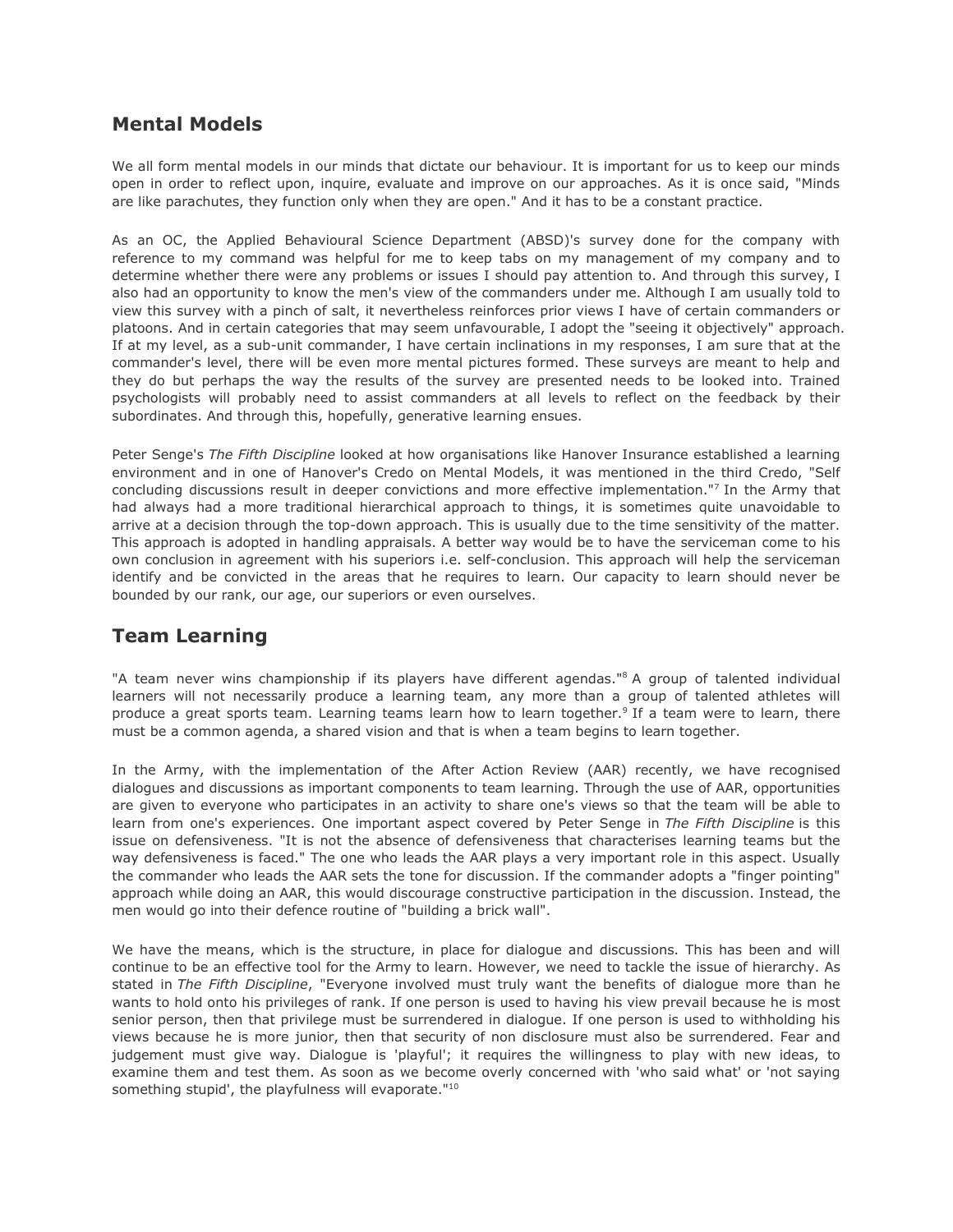## Mental Models

We all form mental models in our minds that dictate our behaviour. It is important for us to keep our minds open in order to reflect upon, inquire, evaluate and improve on our approaches. As it is once said, "Minds are like parachutes, they function only when they are open." And it has to be a constant practice.

As an OC, the Applied Behavioural Science Department (ABSD)'s survey done for the company with reference to my command was helpful for me to keep tabs on my management of my company and to determine whether there were any problems or issues I should pay attention to. And through this survey, I also had an opportunity to know the men's view of the commanders under me. Although I am usually told to view this survey with a pinch of salt, it nevertheless reinforces prior views I have of certain commanders or platoons. And in certain categories that may seem unfavourable, I adopt the "seeing it objectively" approach. If at my level, as a sub-unit commander, I have certain inclinations in my responses, I am sure that at the commander's level, there will be even more mental pictures formed. These surveys are meant to help and they do but perhaps the way the results of the survey are presented needs to be looked into. Trained psychologists will probably need to assist commanders at all levels to reflect on the feedback by their subordinates. And through this, hopefully, generative learning ensues.

Peter Senge's *The Fifth Discipline* looked at how organisations like Hanover Insurance established a learning environment and in one of Hanover's Credo on Mental Models, it was mentioned in the third Credo, "Self concluding discussions result in deeper convictions and more effective implementation."[7] In the Army that had always had a more traditional hierarchical approach to things, it is sometimes quite unavoidable to arrive at a decision through the top-down approach. This is usually due to the time sensitivity of the matter. This approach is adopted in handling appraisals. A better way would be to have the serviceman come to his own conclusion in agreement with his superiors i.e. self-conclusion. This approach will help the serviceman identify and be convicted in the areas that he requires to learn. Our capacity to learn should never be bounded by our rank, our age, our superiors or even ourselves.

## Team Learning

"A team never wins championship if its players have different agendas."[8] A group of talented individual learners will not necessarily produce a learning team, any more than a group of talented athletes will produce a great sports team. Learning teams learn how to learn together.[9] If a team were to learn, there must be a common agenda, a shared vision and that is when a team begins to learn together.

In the Army, with the implementation of the After Action Review (AAR) recently, we have recognised dialogues and discussions as important components to team learning. Through the use of AAR, opportunities are given to everyone who participates in an activity to share one's views so that the team will be able to learn from one's experiences. One important aspect covered by Peter Senge in *The Fifth Discipline* is this issue on defensiveness. "It is not the absence of defensiveness that characterises learning teams but the way defensiveness is faced." The one who leads the AAR plays a very important role in this aspect. Usually the commander who leads the AAR sets the tone for discussion. If the commander adopts a "finger pointing" approach while doing an AAR, this would discourage constructive participation in the discussion. Instead, the men would go into their defence routine of "building a brick wall".

We have the means, which is the structure, in place for dialogue and discussions. This has been and will continue to be an effective tool for the Army to learn. However, we need to tackle the issue of hierarchy. As stated in *The Fifth Discipline*, "Everyone involved must truly want the benefits of dialogue more than he wants to hold onto his privileges of rank. If one person is used to having his view prevail because he is most senior person, then that privilege must be surrendered in dialogue. If one person is used to withholding his views because he is more junior, then that security of non disclosure must also be surrendered. Fear and judgement must give way. Dialogue is 'playful'; it requires the willingness to play with new ideas, to examine them and test them. As soon as we become overly concerned with 'who said what' or 'not saying something stupid', the playfulness will evaporate."[10]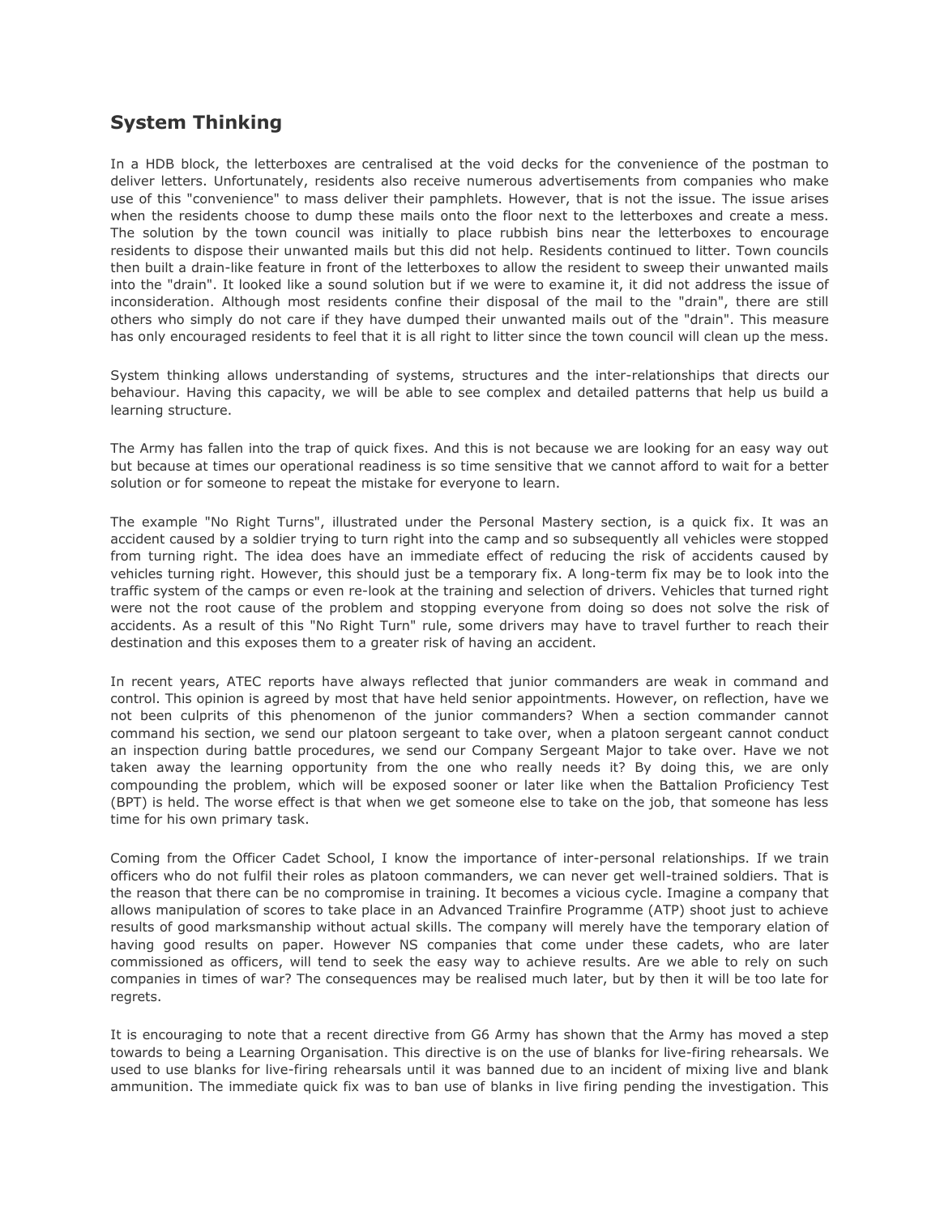## System Thinking

In a HDB block, the letterboxes are centralised at the void decks for the convenience of the postman to deliver letters. Unfortunately, residents also receive numerous advertisements from companies who make use of this "convenience" to mass deliver their pamphlets. However, that is not the issue. The issue arises when the residents choose to dump these mails onto the floor next to the letterboxes and create a mess. The solution by the town council was initially to place rubbish bins near the letterboxes to encourage residents to dispose their unwanted mails but this did not help. Residents continued to litter. Town councils then built a drain-like feature in front of the letterboxes to allow the resident to sweep their unwanted mails into the "drain". It looked like a sound solution but if we were to examine it, it did not address the issue of inconsideration. Although most residents confine their disposal of the mail to the "drain", there are still others who simply do not care if they have dumped their unwanted mails out of the "drain". This measure has only encouraged residents to feel that it is all right to litter since the town council will clean up the mess.

System thinking allows understanding of systems, structures and the inter-relationships that directs our behaviour. Having this capacity, we will be able to see complex and detailed patterns that help us build a learning structure.

The Army has fallen into the trap of quick fixes. And this is not because we are looking for an easy way out but because at times our operational readiness is so time sensitive that we cannot afford to wait for a better solution or for someone to repeat the mistake for everyone to learn.

The example "No Right Turns", illustrated under the Personal Mastery section, is a quick fix. It was an accident caused by a soldier trying to turn right into the camp and so subsequently all vehicles were stopped from turning right. The idea does have an immediate effect of reducing the risk of accidents caused by vehicles turning right. However, this should just be a temporary fix. A long-term fix may be to look into the traffic system of the camps or even re-look at the training and selection of drivers. Vehicles that turned right were not the root cause of the problem and stopping everyone from doing so does not solve the risk of accidents. As a result of this "No Right Turn" rule, some drivers may have to travel further to reach their destination and this exposes them to a greater risk of having an accident.

In recent years, ATEC reports have always reflected that junior commanders are weak in command and control. This opinion is agreed by most that have held senior appointments. However, on reflection, have we not been culprits of this phenomenon of the junior commanders? When a section commander cannot command his section, we send our platoon sergeant to take over, when a platoon sergeant cannot conduct an inspection during battle procedures, we send our Company Sergeant Major to take over. Have we not taken away the learning opportunity from the one who really needs it? By doing this, we are only compounding the problem, which will be exposed sooner or later like when the Battalion Proficiency Test (BPT) is held. The worse effect is that when we get someone else to take on the job, that someone has less time for his own primary task.

Coming from the Officer Cadet School, I know the importance of inter-personal relationships. If we train officers who do not fulfil their roles as platoon commanders, we can never get well-trained soldiers. That is the reason that there can be no compromise in training. It becomes a vicious cycle. Imagine a company that allows manipulation of scores to take place in an Advanced Trainfire Programme (ATP) shoot just to achieve results of good marksmanship without actual skills. The company will merely have the temporary elation of having good results on paper. However NS companies that come under these cadets, who are later commissioned as officers, will tend to seek the easy way to achieve results. Are we able to rely on such companies in times of war? The consequences may be realised much later, but by then it will be too late for regrets.

It is encouraging to note that a recent directive from G6 Army has shown that the Army has moved a step towards to being a Learning Organisation. This directive is on the use of blanks for live-firing rehearsals. We used to use blanks for live-firing rehearsals until it was banned due to an incident of mixing live and blank ammunition. The immediate quick fix was to ban use of blanks in live firing pending the investigation. This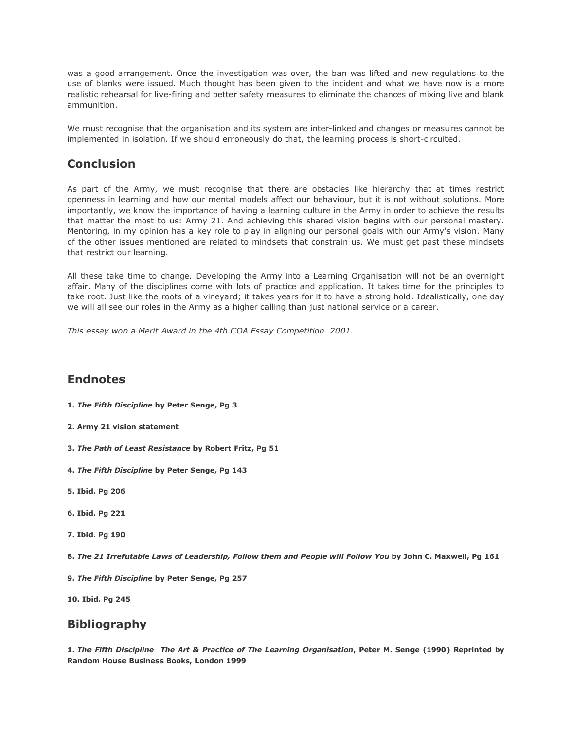was a good arrangement. Once the investigation was over, the ban was lifted and new regulations to the use of blanks were issued. Much thought has been given to the incident and what we have now is a more realistic rehearsal for live-firing and better safety measures to eliminate the chances of mixing live and blank ammunition.

We must recognise that the organisation and its system are inter-linked and changes or measures cannot be implemented in isolation. If we should erroneously do that, the learning process is short-circuited.

## Conclusion

As part of the Army, we must recognise that there are obstacles like hierarchy that at times restrict openness in learning and how our mental models affect our behaviour, but it is not without solutions. More importantly, we know the importance of having a learning culture in the Army in order to achieve the results that matter the most to us: Army 21. And achieving this shared vision begins with our personal mastery. Mentoring, in my opinion has a key role to play in aligning our personal goals with our Army's vision. Many of the other issues mentioned are related to mindsets that constrain us. We must get past these mindsets that restrict our learning.

All these take time to change. Developing the Army into a Learning Organisation will not be an overnight affair. Many of the disciplines come with lots of practice and application. It takes time for the principles to take root. Just like the roots of a vineyard; it takes years for it to have a strong hold. Idealistically, one day we will all see our roles in the Army as a higher calling than just national service or a career.

*This essay won a Merit Award in the 4th COA Essay Competition 2001.*

## Endnotes

**1. *The Fifth Discipline* by Peter Senge, Pg 3**

**2. Army 21 vision statement**

**3. *The Path of Least Resistance* by Robert Fritz, Pg 51**

**4. *The Fifth Discipline* by Peter Senge, Pg 143**

**5. Ibid. Pg 206**

**6. Ibid. Pg 221**

**7. Ibid. Pg 190**

**8. *The 21 Irrefutable Laws of Leadership, Follow them and People will Follow You* by John C. Maxwell, Pg 161**

**9. *The Fifth Discipline* by Peter Senge, Pg 257**

**10. Ibid. Pg 245**

## Bibliography

**1. *The Fifth Discipline The Art & Practice of The Learning Organisation*, Peter M. Senge (1990) Reprinted by Random House Business Books, London 1999**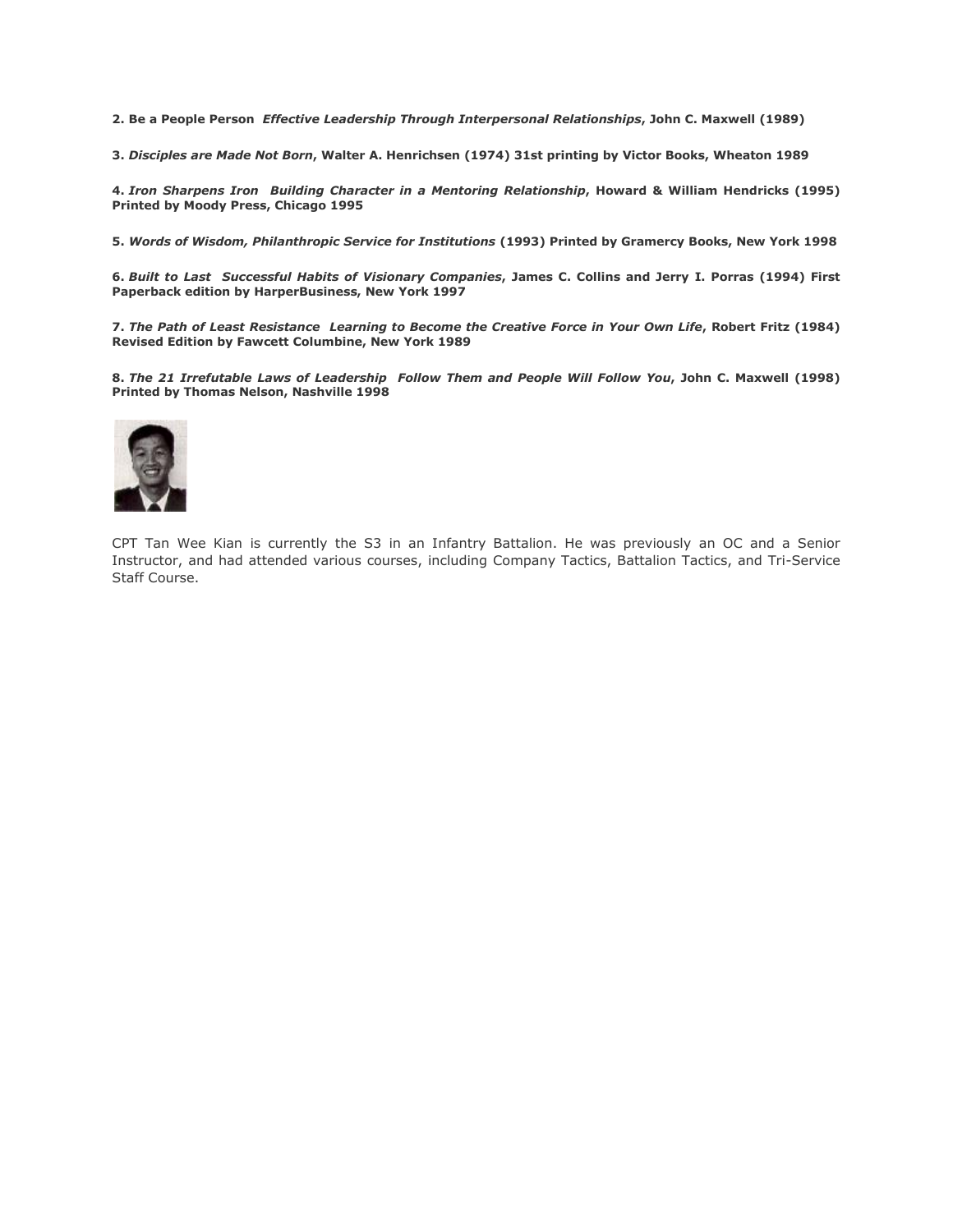**2. Be a People Person** ***Effective Leadership Through Interpersonal Relationships*****, John C. Maxwell (1989)**

**3.** ***Disciples are Made Not Born*****, Walter A. Henrichsen (1974) 31st printing by Victor Books, Wheaton 1989**

**4.** ***Iron Sharpens Iron Building Character in a Mentoring Relationship*****, Howard & William Hendricks (1995) Printed by Moody Press, Chicago 1995**

**5.** ***Words of Wisdom, Philanthropic Service for Institutions*** **(1993) Printed by Gramercy Books, New York 1998**

**6.** ***Built to Last Successful Habits of Visionary Companies*****, James C. Collins and Jerry I. Porras (1994) First Paperback edition by HarperBusiness, New York 1997**

**7.** ***The Path of Least Resistance Learning to Become the Creative Force in Your Own Life*****, Robert Fritz (1984) Revised Edition by Fawcett Columbine, New York 1989**

**8.** ***The 21 Irrefutable Laws of Leadership Follow Them and People Will Follow You*****, John C. Maxwell (1998) Printed by Thomas Nelson, Nashville 1998**

CPT Tan Wee Kian is currently the S3 in an Infantry Battalion. He was previously an OC and a Senior Instructor, and had attended various courses, including Company Tactics, Battalion Tactics, and Tri-Service Staff Course.